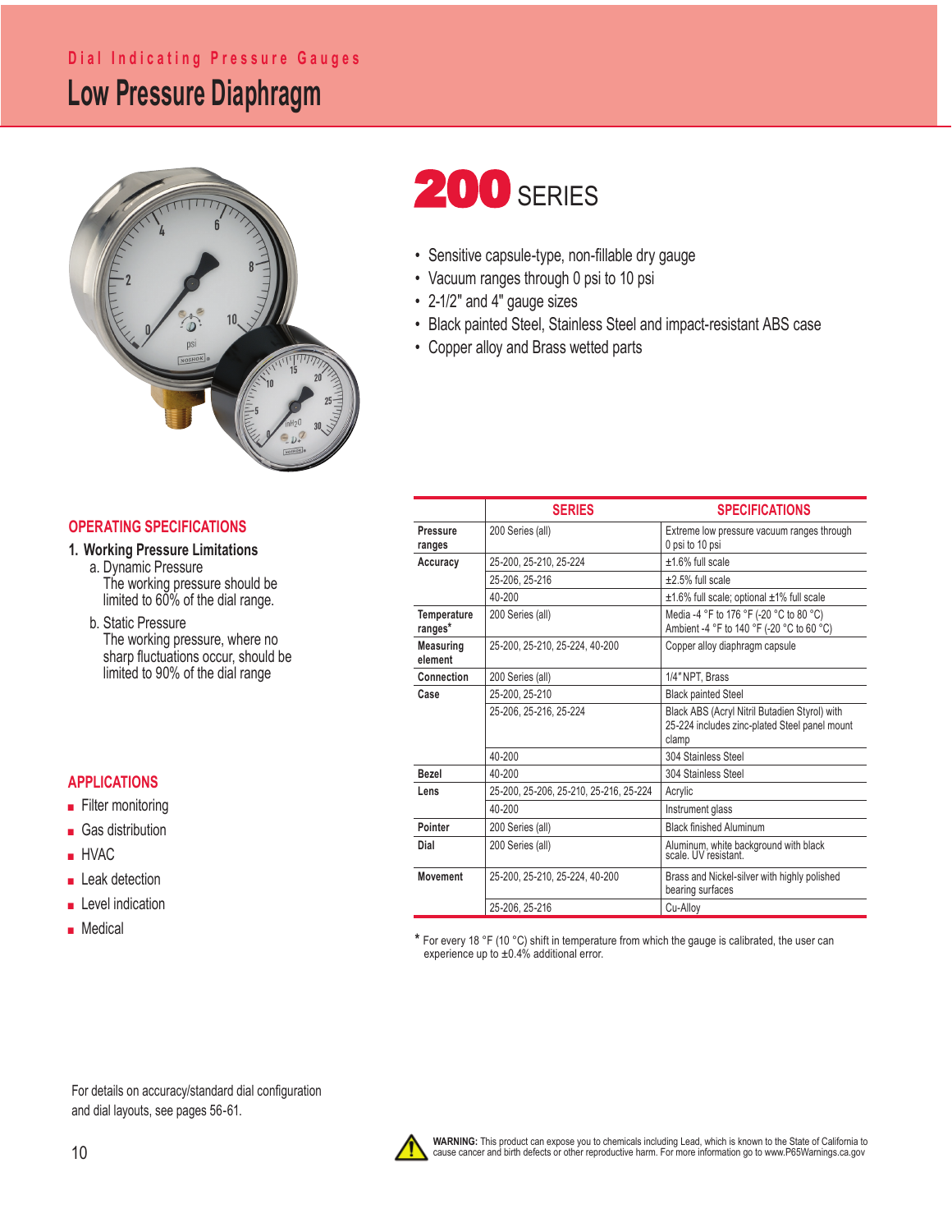Dial Indicating Pressure Gauges

# Low Pressure Diaphragm

# 200 SERIES

- Sensitive capsule-type, non-fillable dry gauge
- Vacuum ranges through 0 psi to 10 psi
- 2-1/2" and 4" gauge sizes
- Black painted Steel, Stainless Steel and impact-resistant ABS case
- Copper alloy and Brass wetted parts

## OPERATING SPECIFICATIONS

### 1. Working Pressure Limitations

a. Dynamic Pressure
The working pressure should be limited to 60% of the dial range.

b. Static Pressure
The working pressure, where no sharp fluctuations occur, should be limited to 90% of the dial range

## APPLICATIONS

- Filter monitoring
- Gas distribution
- HVAC
- Leak detection
- Level indication
- Medical

| | SERIES | SPECIFICATIONS |
|---|---|---|
| Pressure ranges | 200 Series (all) | Extreme low pressure vacuum ranges through 0 psi to 10 psi |
| Accuracy | 25-200, 25-210, 25-224 | ±1.6% full scale |
| | 25-206, 25-216 | ±2.5% full scale |
| | 40-200 | ±1.6% full scale; optional ±1% full scale |
| Temperature ranges* | 200 Series (all) | Media -4 °F to 176 °F (-20 °C to 80 °C) Ambient -4 °F to 140 °F (-20 °C to 60 °C) |
| Measuring element | 25-200, 25-210, 25-224, 40-200 | Copper alloy diaphragm capsule |
| Connection | 200 Series (all) | 1/4" NPT, Brass |
| Case | 25-200, 25-210 | Black painted Steel |
| | 25-206, 25-216, 25-224 | Black ABS (Acryl Nitril Butadien Styrol) with 25-224 includes zinc-plated Steel panel mount clamp |
| | 40-200 | 304 Stainless Steel |
| Bezel | 40-200 | 304 Stainless Steel |
| Lens | 25-200, 25-206, 25-210, 25-216, 25-224 | Acrylic |
| | 40-200 | Instrument glass |
| Pointer | 200 Series (all) | Black finished Aluminum |
| Dial | 200 Series (all) | Aluminum, white background with black scale. UV resistant. |
| Movement | 25-200, 25-210, 25-224, 40-200 | Brass and Nickel-silver with highly polished bearing surfaces |
| | 25-206, 25-216 | Cu-Alloy |

* For every 18 °F (10 °C) shift in temperature from which the gauge is calibrated, the user can experience up to ±0.4% additional error.

For details on accuracy/standard dial configuration and dial layouts, see pages 56-61.

**WARNING:** This product can expose you to chemicals including Lead, which is known to the State of California to cause cancer and birth defects or other reproductive harm. For more information go to www.P65Warnings.ca.gov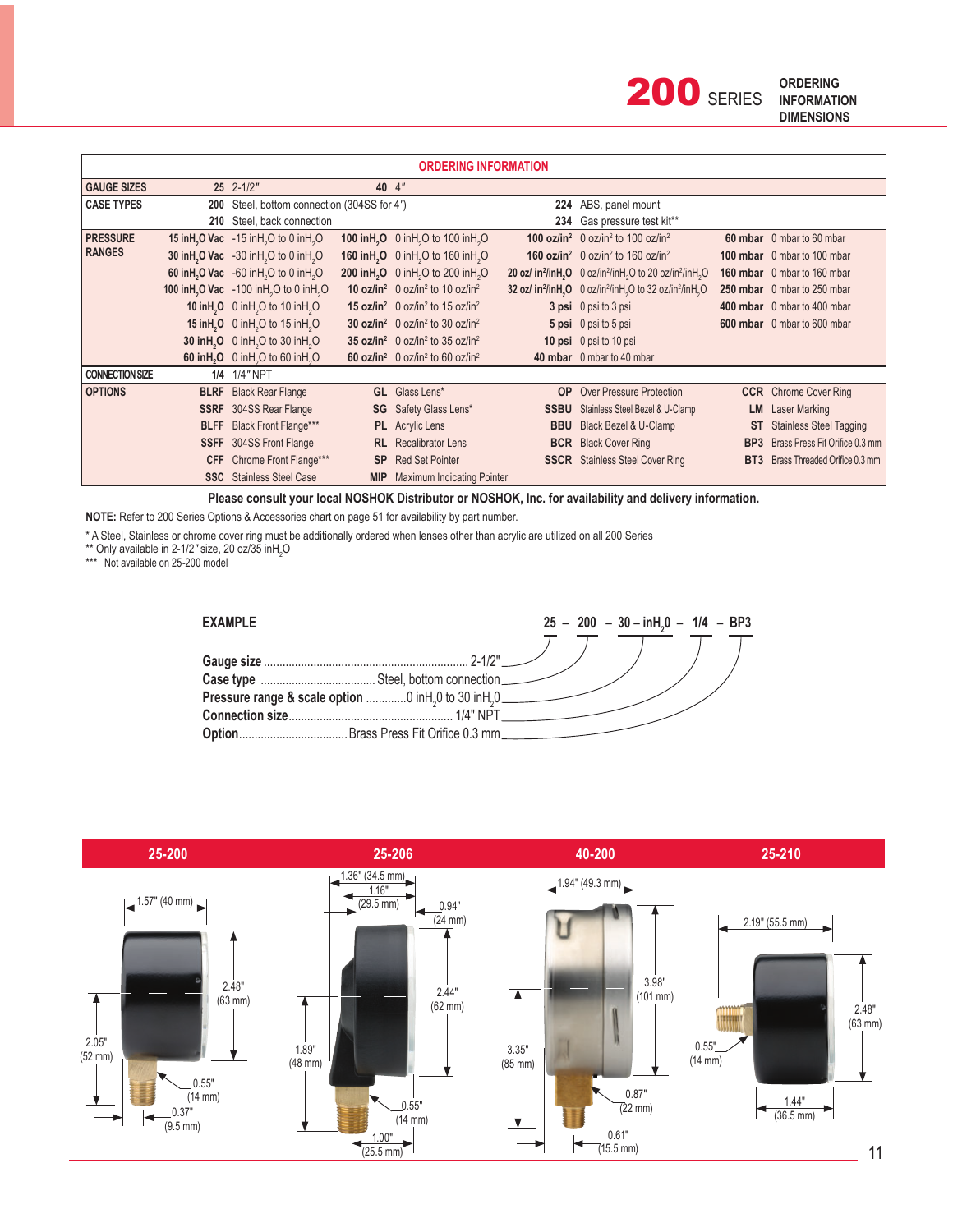# 200 SERIES

## ORDERING INFORMATION DIMENSIONS

| ORDERING INFORMATION | | | | | | | | |
|---|---|---|---|---|---|---|---|---|
| **GAUGE SIZES** | **25** | 2-1/2" | **40** | 4" | | | | |
| **CASE TYPES** | **200** | Steel, bottom connection (304SS for 4") | | | **224** | ABS, panel mount | | |
| | **210** | Steel, back connection | | | **234** | Gas pressure test kit** | | |
| **PRESSURE RANGES** | **15 inH$_2$O Vac** | -15 inH$_2$O to 0 inH$_2$O | **100 inH$_2$O** | 0 inH$_2$O to 100 inH$_2$O | **100 oz/in$^2$** | 0 oz/in$^2$ to 100 oz/in$^2$ | **60 mbar** | 0 mbar to 60 mbar |
| | **30 inH$_2$O Vac** | -30 inH$_2$O to 0 inH$_2$O | **160 inH$_2$O** | 0 inH$_2$O to 160 inH$_2$O | **160 oz/in$^2$** | 0 oz/in$^2$ to 160 oz/in$^2$ | **100 mbar** | 0 mbar to 100 mbar |
| | **60 inH$_2$O Vac** | -60 inH$_2$O to 0 inH$_2$O | **200 inH$_2$O** | 0 inH$_2$O to 200 inH$_2$O | **20 oz/ in$^2$/inH$_2$O** | 0 oz/in$^2$/inH$_2$O to 20 oz/in$^2$/inH$_2$O | **160 mbar** | 0 mbar to 160 mbar |
| | **100 inH$_2$O Vac** | -100 inH$_2$O to 0 inH$_2$O | **10 oz/in$^2$** | 0 oz/in$^2$ to 10 oz/in$^2$ | **32 oz/ in$^2$/inH$_2$O** | 0 oz/in$^2$/inH$_2$O to 32 oz/in$^2$/inH$_2$O | **250 mbar** | 0 mbar to 250 mbar |
| | **10 inH$_2$O** | 0 inH$_2$O to 10 inH$_2$O | **15 oz/in$^2$** | 0 oz/in$^2$ to 15 oz/in$^2$ | **3 psi** | 0 psi to 3 psi | **400 mbar** | 0 mbar to 400 mbar |
| | **15 inH$_2$O** | 0 inH$_2$O to 15 inH$_2$O | **30 oz/in$^2$** | 0 oz/in$^2$ to 30 oz/in$^2$ | **5 psi** | 0 psi to 5 psi | **600 mbar** | 0 mbar to 600 mbar |
| | **30 inH$_2$O** | 0 inH$_2$O to 30 inH$_2$O | **35 oz/in$^2$** | 0 oz/in$^2$ to 35 oz/in$^2$ | **10 psi** | 0 psi to 10 psi | | |
| | **60 inH$_2$O** | 0 inH$_2$O to 60 inH$_2$O | **60 oz/in$^2$** | 0 oz/in$^2$ to 60 oz/in$^2$ | **40 mbar** | 0 mbar to 40 mbar | | |
| **CONNECTION SIZE** | **1/4** | 1/4" NPT | | | | | | |
| **OPTIONS** | **BLRF** | Black Rear Flange | **GL** | Glass Lens* | **OP** | Over Pressure Protection | **CCR** | Chrome Cover Ring |
| | **SSRF** | 304SS Rear Flange | **SG** | Safety Glass Lens* | **SSBU** | Stainless Steel Bezel & U-Clamp | **LM** | Laser Marking |
| | **BLFF** | Black Front Flange*** | **PL** | Acrylic Lens | **BBU** | Black Bezel & U-Clamp | **ST** | Stainless Steel Tagging |
| | **SSFF** | 304SS Front Flange | **RL** | Recalibrator Lens | **BCR** | Black Cover Ring | **BP3** | Brass Press Fit Orifice 0.3 mm |
| | **CFF** | Chrome Front Flange*** | **SP** | Red Set Pointer | **SSCR** | Stainless Steel Cover Ring | **BT3** | Brass Threaded Orifice 0.3 mm |
| | **SSC** | Stainless Steel Case | **MIP** | Maximum Indicating Pointer | | | | |

**Please consult your local NOSHOK Distributor or NOSHOK, Inc. for availability and delivery information.**

**NOTE:** Refer to 200 Series Options & Accessories chart on page 51 for availability by part number.

\* A Steel, Stainless or chrome cover ring must be additionally ordered when lenses other than acrylic are utilized on all 200 Series
\** Only available in 2-1/2" size, 20 oz/35 inH$_2$O
\*** Not available on 25-200 model

**EXAMPLE** **25 – 200 – 30 – inH$_2$0 – 1/4 – BP3**

- **Gauge size** ........ 2-1/2"
- **Case type** ........ Steel, bottom connection
- **Pressure range & scale option** ........ 0 inH$_2$0 to 30 inH$_2$0
- **Connection size** ........ 1/4" NPT
- **Option** ........ Brass Press Fit Orifice 0.3 mm

## 25-200

1.57" (40 mm); 2.48" (63 mm); 2.05" (52 mm); 0.55" (14 mm); 0.37" (9.5 mm)

## 25-206

1.36" (34.5 mm); 1.16" (29.5 mm); 0.94" (24 mm); 2.44" (62 mm); 1.89" (48 mm); 0.55" (14 mm); 1.00" (25.5 mm)

## 40-200

1.94" (49.3 mm); 3.98" (101 mm); 3.35" (85 mm); 0.87" (22 mm); 0.61" (15.5 mm)

## 25-210

2.19" (55.5 mm); 2.48" (63 mm); 0.55" (14 mm); 1.44" (36.5 mm)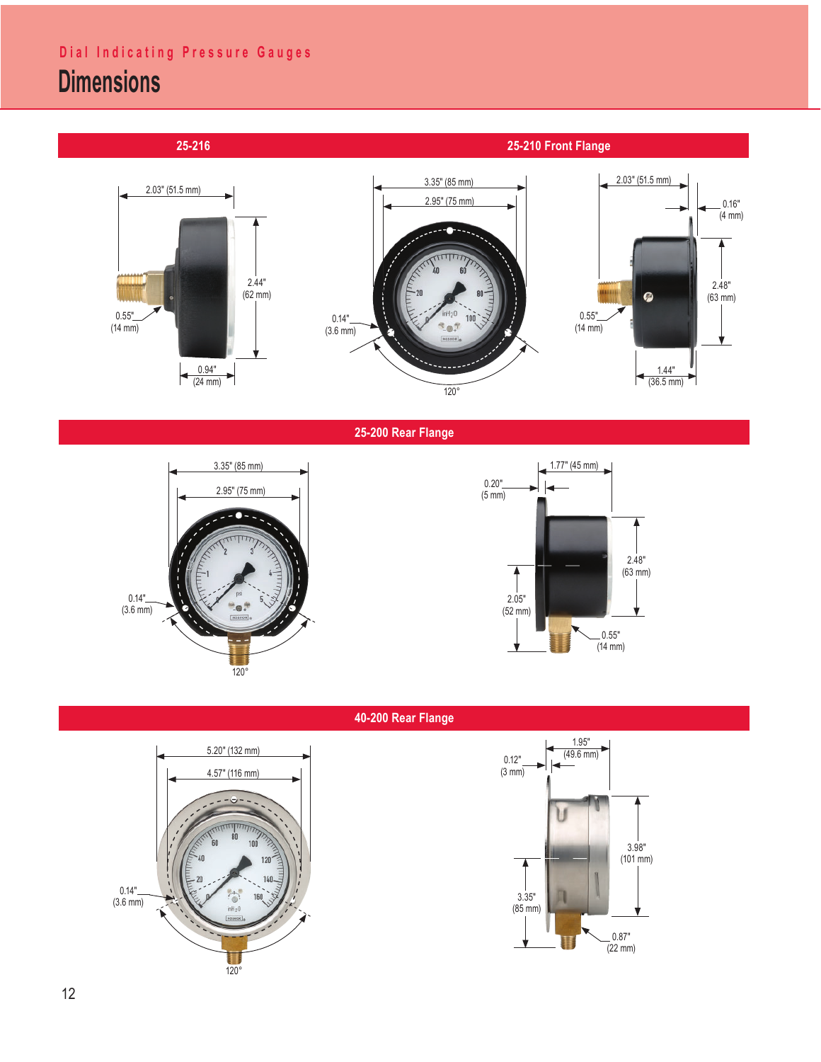Dial Indicating Pressure Gauges

# Dimensions

## 25-216

2.03" (51.5 mm)

2.44" (62 mm)

0.55" (14 mm)

0.94" (24 mm)

## 25-210 Front Flange

3.35" (85 mm)

2.95" (75 mm)

0.14" (3.6 mm)

120°

2.03" (51.5 mm)

0.16" (4 mm)

2.48" (63 mm)

0.55" (14 mm)

1.44" (36.5 mm)

## 25-200 Rear Flange

3.35" (85 mm)

2.95" (75 mm)

0.14" (3.6 mm)

120°

1.77" (45 mm)

0.20" (5 mm)

2.48" (63 mm)

2.05" (52 mm)

0.55" (14 mm)

## 40-200 Rear Flange

5.20" (132 mm)

4.57" (116 mm)

0.14" (3.6 mm)

120°

1.95" (49.6 mm)

0.12" (3 mm)

3.98" (101 mm)

3.35" (85 mm)

0.87" (22 mm)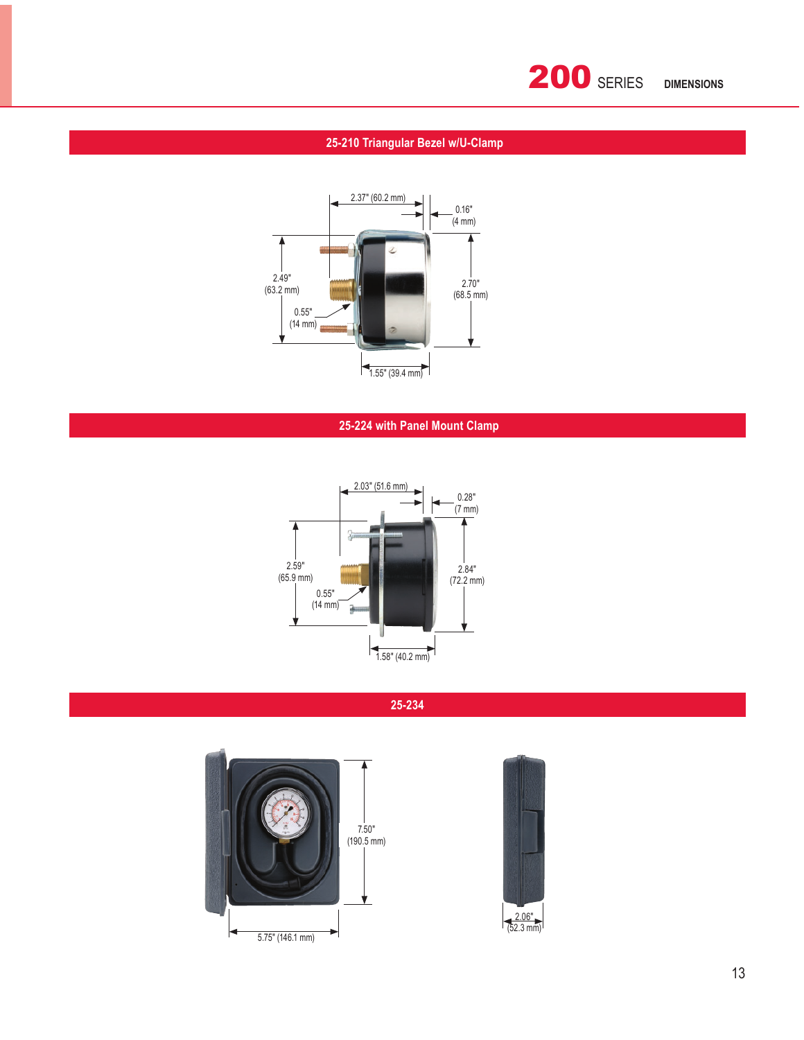# 200 SERIES DIMENSIONS

## 25-210 Triangular Bezel w/U-Clamp

2.37" (60.2 mm)

0.16"
(4 mm)

2.49"
(63.2 mm)

2.70"
(68.5 mm)

0.55"
(14 mm)

1.55" (39.4 mm)

## 25-224 with Panel Mount Clamp

2.03" (51.6 mm)

0.28"
(7 mm)

2.59"
(65.9 mm)

2.84"
(72.2 mm)

0.55"
(14 mm)

1.58" (40.2 mm)

## 25-234

7.50"
(190.5 mm)

5.75" (146.1 mm)

2.06"
(52.3 mm)